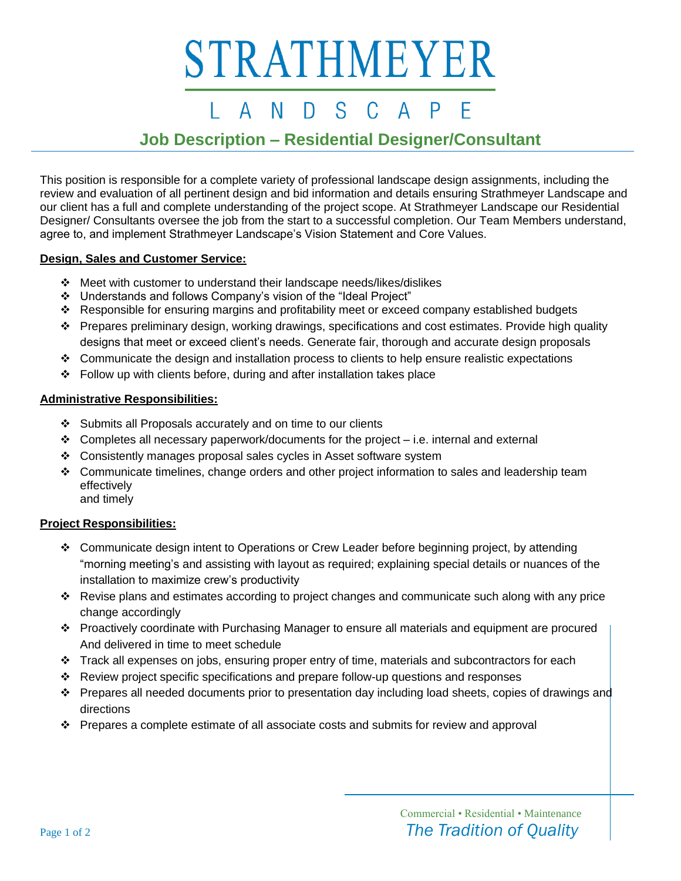# STRATHMEYER

## LANDSCAPE

## Job Description – Residential Designer/Consultant

This position is responsible for a complete variety of professional landscape design assignments, including the review and evaluation of all pertinent design and bid information and details ensuring Strathmeyer Landscape and our client has a full and complete understanding of the project scope. At Strathmeyer Landscape our Residential Designer/ Consultants oversee the job from the start to a successful completion. Our Team Members understand, agree to, and implement Strathmeyer Landscape's Vision Statement and Core Values.

**Design, Sales and Customer Service:**

- Meet with customer to understand their landscape needs/likes/dislikes
- Understands and follows Company's vision of the "Ideal Project"
- Responsible for ensuring margins and profitability meet or exceed company established budgets
- Prepares preliminary design, working drawings, specifications and cost estimates. Provide high quality designs that meet or exceed client's needs. Generate fair, thorough and accurate design proposals
- Communicate the design and installation process to clients to help ensure realistic expectations
- Follow up with clients before, during and after installation takes place

**Administrative Responsibilities:**

- Submits all Proposals accurately and on time to our clients
- Completes all necessary paperwork/documents for the project – i.e. internal and external
- Consistently manages proposal sales cycles in Asset software system
- Communicate timelines, change orders and other project information to sales and leadership team effectively and timely

**Project Responsibilities:**

- Communicate design intent to Operations or Crew Leader before beginning project, by attending "morning meeting's and assisting with layout as required; explaining special details or nuances of the installation to maximize crew's productivity
- Revise plans and estimates according to project changes and communicate such along with any price change accordingly
- Proactively coordinate with Purchasing Manager to ensure all materials and equipment are procured And delivered in time to meet schedule
- Track all expenses on jobs, ensuring proper entry of time, materials and subcontractors for each
- Review project specific specifications and prepare follow-up questions and responses
- Prepares all needed documents prior to presentation day including load sheets, copies of drawings and directions
- Prepares a complete estimate of all associate costs and submits for review and approval

Commercial • Residential • Maintenance

*The Tradition of Quality*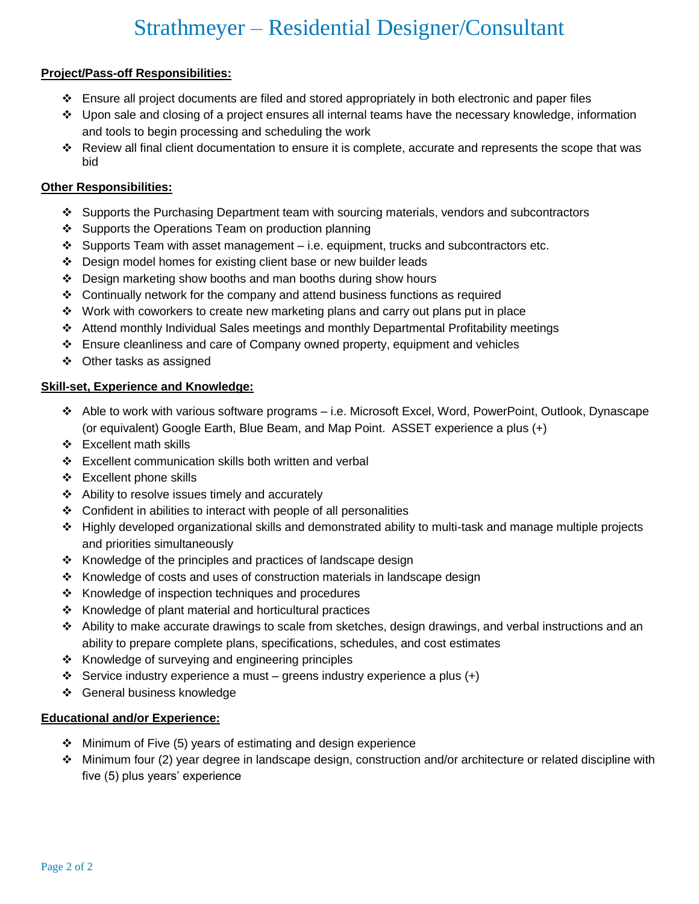# Strathmeyer – Residential Designer/Consultant

**Project/Pass-off Responsibilities:**

- Ensure all project documents are filed and stored appropriately in both electronic and paper files
- Upon sale and closing of a project ensures all internal teams have the necessary knowledge, information and tools to begin processing and scheduling the work
- Review all final client documentation to ensure it is complete, accurate and represents the scope that was bid

**Other Responsibilities:**

- Supports the Purchasing Department team with sourcing materials, vendors and subcontractors
- Supports the Operations Team on production planning
- Supports Team with asset management – i.e. equipment, trucks and subcontractors etc.
- Design model homes for existing client base or new builder leads
- Design marketing show booths and man booths during show hours
- Continually network for the company and attend business functions as required
- Work with coworkers to create new marketing plans and carry out plans put in place
- Attend monthly Individual Sales meetings and monthly Departmental Profitability meetings
- Ensure cleanliness and care of Company owned property, equipment and vehicles
- Other tasks as assigned

**Skill-set, Experience and Knowledge:**

- Able to work with various software programs – i.e. Microsoft Excel, Word, PowerPoint, Outlook, Dynascape (or equivalent) Google Earth, Blue Beam, and Map Point. ASSET experience a plus (+)
- Excellent math skills
- Excellent communication skills both written and verbal
- Excellent phone skills
- Ability to resolve issues timely and accurately
- Confident in abilities to interact with people of all personalities
- Highly developed organizational skills and demonstrated ability to multi-task and manage multiple projects and priorities simultaneously
- Knowledge of the principles and practices of landscape design
- Knowledge of costs and uses of construction materials in landscape design
- Knowledge of inspection techniques and procedures
- Knowledge of plant material and horticultural practices
- Ability to make accurate drawings to scale from sketches, design drawings, and verbal instructions and an ability to prepare complete plans, specifications, schedules, and cost estimates
- Knowledge of surveying and engineering principles
- Service industry experience a must – greens industry experience a plus (+)
- General business knowledge

**Educational and/or Experience:**

- Minimum of Five (5) years of estimating and design experience
- Minimum four (2) year degree in landscape design, construction and/or architecture or related discipline with five (5) plus years' experience